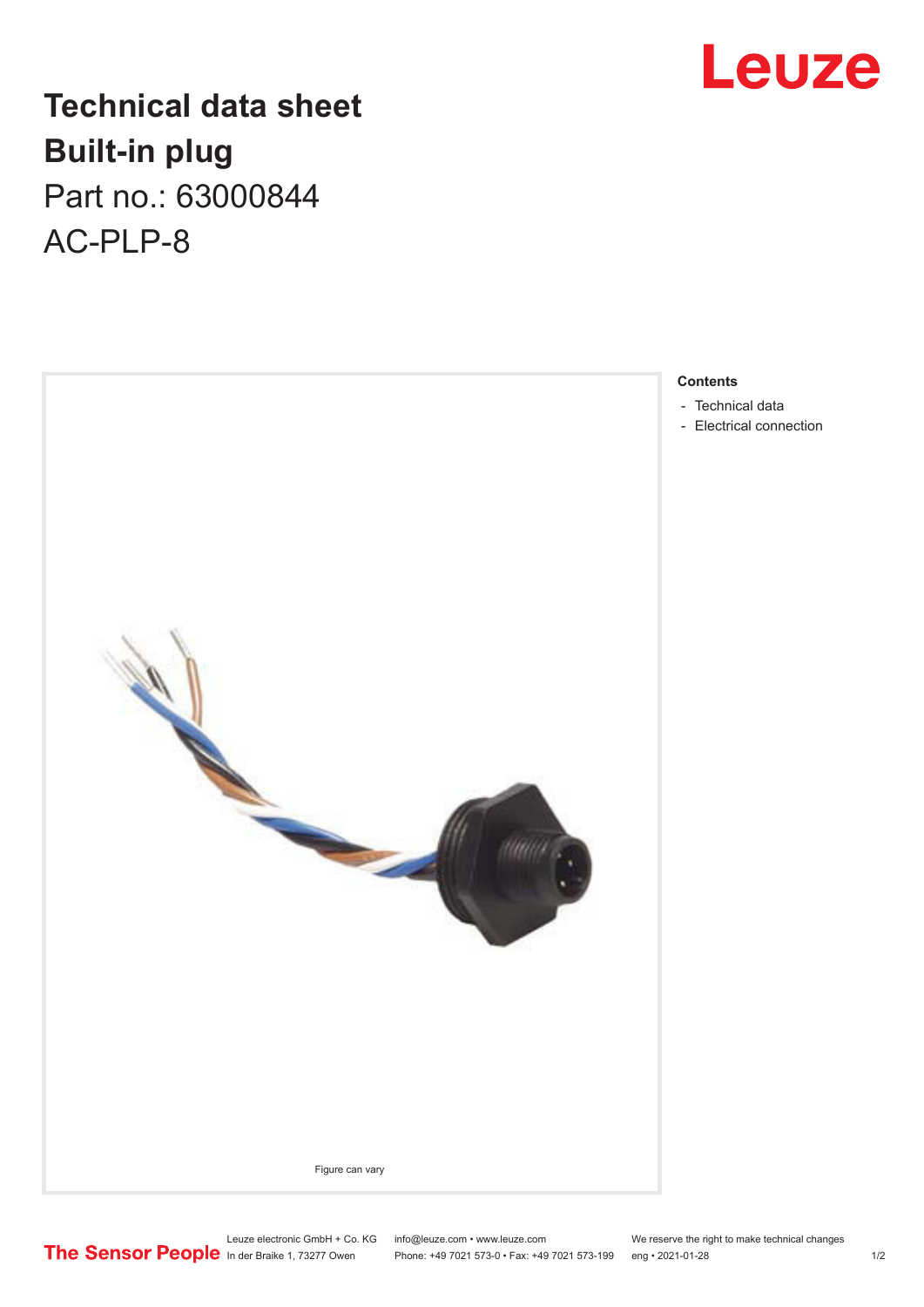# Technical data sheet

## Built-in plug

Part no.: 63000844

AC-PLP-8

Figure can vary

**Contents**

- Technical data
- Electrical connection

Leuze electronic GmbH + Co. KG
In der Braike 1, 73277 Owen

info@leuze.com • www.leuze.com
Phone: +49 7021 573-0 • Fax: +49 7021 573-199

We reserve the right to make technical changes
eng • 2021-01-28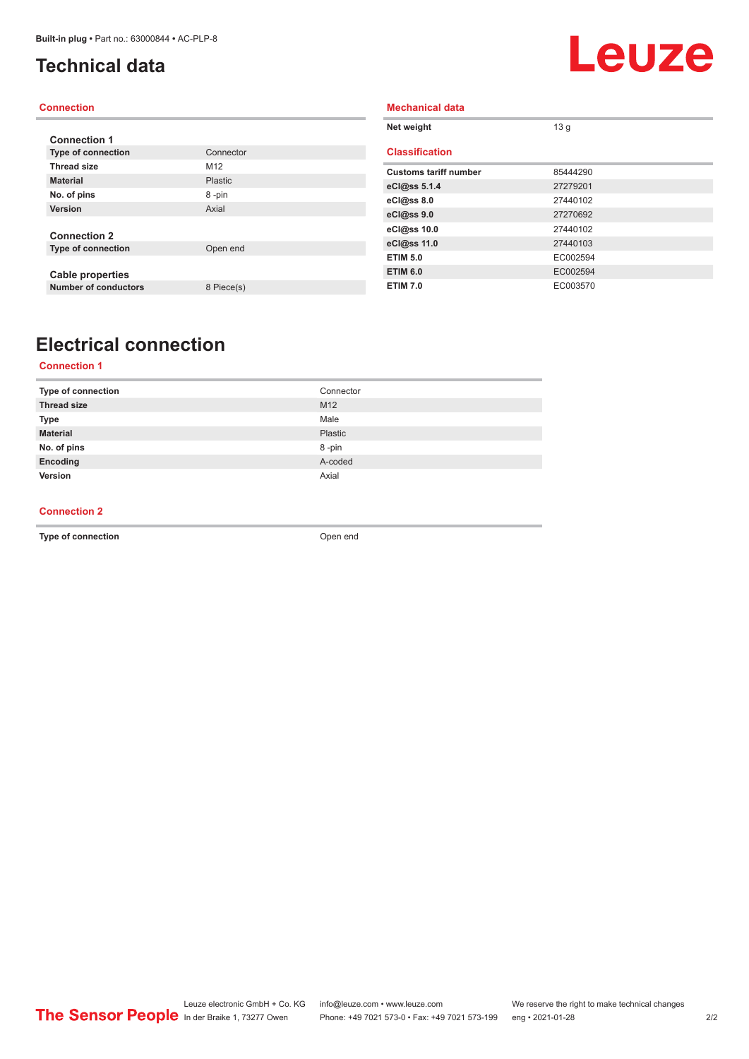# Technical data

## Connection

### Connection 1

| | |
|---|---|
| **Type of connection** | Connector |
| **Thread size** | M12 |
| **Material** | Plastic |
| **No. of pins** | 8 -pin |
| **Version** | Axial |

### Connection 2

| | |
|---|---|
| **Type of connection** | Open end |

### Cable properties

| | |
|---|---|
| **Number of conductors** | 8 Piece(s) |

## Mechanical data

| | |
|---|---|
| **Net weight** | 13 g |

## Classification

| | |
|---|---|
| **Customs tariff number** | 85444290 |
| **eCl@ss 5.1.4** | 27279201 |
| **eCl@ss 8.0** | 27440102 |
| **eCl@ss 9.0** | 27270692 |
| **eCl@ss 10.0** | 27440102 |
| **eCl@ss 11.0** | 27440103 |
| **ETIM 5.0** | EC002594 |
| **ETIM 6.0** | EC002594 |
| **ETIM 7.0** | EC003570 |

# Electrical connection

## Connection 1

| | |
|---|---|
| **Type of connection** | Connector |
| **Thread size** | M12 |
| **Type** | Male |
| **Material** | Plastic |
| **No. of pins** | 8 -pin |
| **Encoding** | A-coded |
| **Version** | Axial |

## Connection 2

| | |
|---|---|
| **Type of connection** | Open end |